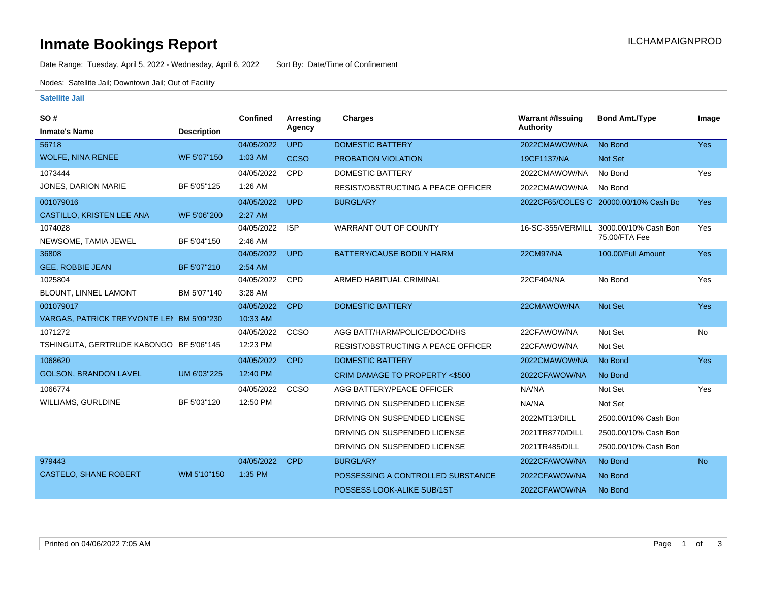# Inmate Bookings Report

ILCHAMPAIGNPROD

Date Range: Tuesday, April 5, 2022 - Wednesday, April 6, 2022  Sort By: Date/Time of Confinement

Nodes: Satellite Jail; Downtown Jail; Out of Facility

### Satellite Jail

| SO # / Inmate's Name | Description | Confined | Arresting Agency | Charges | Warrant #/Issuing Authority | Bond Amt./Type | Image |
|---|---|---|---|---|---|---|---|
| 56718 | | 04/05/2022 | UPD | DOMESTIC BATTERY | 2022CMAWOW/NA | No Bond | Yes |
| WOLFE, NINA RENEE | WF 5'07"150 | 1:03 AM | CCSO | PROBATION VIOLATION | 19CF1137/NA | Not Set | |
| 1073444 | | 04/05/2022 | CPD | DOMESTIC BATTERY | 2022CMAWOW/NA | No Bond | Yes |
| JONES, DARION MARIE | BF 5'05"125 | 1:26 AM | | RESIST/OBSTRUCTING A PEACE OFFICER | 2022CMAWOW/NA | No Bond | |
| 001079016 | | 04/05/2022 | UPD | BURGLARY | 2022CF65/COLES C | 20000.00/10% Cash Bo | Yes |
| CASTILLO, KRISTEN LEE ANA | WF 5'06"200 | 2:27 AM | | | | | |
| 1074028 | | 04/05/2022 | ISP | WARRANT OUT OF COUNTY | 16-SC-355/VERMILL | 3000.00/10% Cash Bon 75.00/FTA Fee | Yes |
| NEWSOME, TAMIA JEWEL | BF 5'04"150 | 2:46 AM | | | | | |
| 36808 | | 04/05/2022 | UPD | BATTERY/CAUSE BODILY HARM | 22CM97/NA | 100.00/Full Amount | Yes |
| GEE, ROBBIE JEAN | BF 5'07"210 | 2:54 AM | | | | | |
| 1025804 | | 04/05/2022 | CPD | ARMED HABITUAL CRIMINAL | 22CF404/NA | No Bond | Yes |
| BLOUNT, LINNEL LAMONT | BM 5'07"140 | 3:28 AM | | | | | |
| 001079017 | | 04/05/2022 | CPD | DOMESTIC BATTERY | 22CMAWOW/NA | Not Set | Yes |
| VARGAS, PATRICK TREYVONTE LEI | BM 5'09"230 | 10:33 AM | | | | | |
| 1071272 | | 04/05/2022 | CCSO | AGG BATT/HARM/POLICE/DOC/DHS | 22CFAWOW/NA | Not Set | No |
| TSHINGUTA, GERTRUDE KABONGO | BF 5'06"145 | 12:23 PM | | RESIST/OBSTRUCTING A PEACE OFFICER | 22CFAWOW/NA | Not Set | |
| 1068620 | | 04/05/2022 | CPD | DOMESTIC BATTERY | 2022CMAWOW/NA | No Bond | Yes |
| GOLSON, BRANDON LAVEL | UM 6'03"225 | 12:40 PM | | CRIM DAMAGE TO PROPERTY <$500 | 2022CFAWOW/NA | No Bond | |
| 1066774 | | 04/05/2022 | CCSO | AGG BATTERY/PEACE OFFICER | NA/NA | Not Set | Yes |
| WILLIAMS, GURLDINE | BF 5'03"120 | 12:50 PM | | DRIVING ON SUSPENDED LICENSE | NA/NA | Not Set | |
| | | | | DRIVING ON SUSPENDED LICENSE | 2022MT13/DILL | 2500.00/10% Cash Bon | |
| | | | | DRIVING ON SUSPENDED LICENSE | 2021TR8770/DILL | 2500.00/10% Cash Bon | |
| | | | | DRIVING ON SUSPENDED LICENSE | 2021TR485/DILL | 2500.00/10% Cash Bon | |
| 979443 | | 04/05/2022 | CPD | BURGLARY | 2022CFAWOW/NA | No Bond | No |
| CASTELO, SHANE ROBERT | WM 5'10"150 | 1:35 PM | | POSSESSING A CONTROLLED SUBSTANCE | 2022CFAWOW/NA | No Bond | |
| | | | | POSSESS LOOK-ALIKE SUB/1ST | 2022CFAWOW/NA | No Bond | |

Printed on 04/06/2022 7:05 AM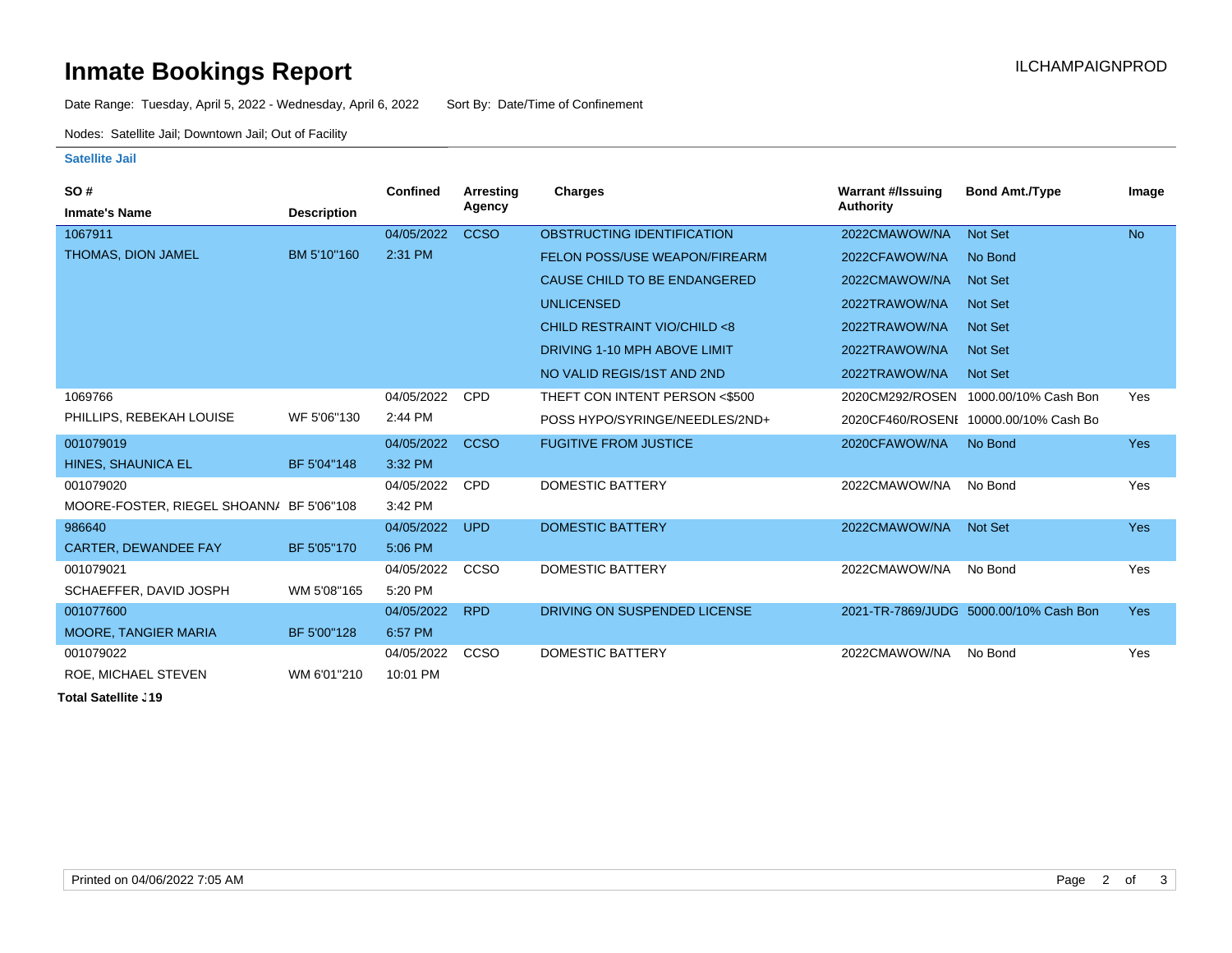# Inmate Bookings Report

ILCHAMPAIGNPROD

Date Range: Tuesday, April 5, 2022 - Wednesday, April 6, 2022    Sort By: Date/Time of Confinement

Nodes: Satellite Jail; Downtown Jail; Out of Facility

**Satellite Jail**

| SO # / Inmate's Name | Description | Confined | Arresting Agency | Charges | Warrant #/Issuing Authority | Bond Amt./Type | Image |
|---|---|---|---|---|---|---|---|
| 1067911 THOMAS, DION JAMEL | BM 5'10"160 | 04/05/2022 2:31 PM | CCSO | OBSTRUCTING IDENTIFICATION | 2022CMAWOW/NA | Not Set | No |
| | | | | FELON POSS/USE WEAPON/FIREARM | 2022CFAWOW/NA | No Bond | |
| | | | | CAUSE CHILD TO BE ENDANGERED | 2022CMAWOW/NA | Not Set | |
| | | | | UNLICENSED | 2022TRAWOW/NA | Not Set | |
| | | | | CHILD RESTRAINT VIO/CHILD <8 | 2022TRAWOW/NA | Not Set | |
| | | | | DRIVING 1-10 MPH ABOVE LIMIT | 2022TRAWOW/NA | Not Set | |
| | | | | NO VALID REGIS/1ST AND 2ND | 2022TRAWOW/NA | Not Set | |
| 1069766 PHILLIPS, REBEKAH LOUISE | WF 5'06"130 | 04/05/2022 2:44 PM | CPD | THEFT CON INTENT PERSON <$500 | 2020CM292/ROSEN | 1000.00/10% Cash Bon | Yes |
| | | | | POSS HYPO/SYRINGE/NEEDLES/2ND+ | 2020CF460/ROSENI | 10000.00/10% Cash Bo | |
| 001079019 HINES, SHAUNICA EL | BF 5'04"148 | 04/05/2022 3:32 PM | CCSO | FUGITIVE FROM JUSTICE | 2020CFAWOW/NA | No Bond | Yes |
| 001079020 MOORE-FOSTER, RIEGEL SHOANN/ | BF 5'06"108 | 04/05/2022 3:42 PM | CPD | DOMESTIC BATTERY | 2022CMAWOW/NA | No Bond | Yes |
| 986640 CARTER, DEWANDEE FAY | BF 5'05"170 | 04/05/2022 5:06 PM | UPD | DOMESTIC BATTERY | 2022CMAWOW/NA | Not Set | Yes |
| 001079021 SCHAEFFER, DAVID JOSPH | WM 5'08"165 | 04/05/2022 5:20 PM | CCSO | DOMESTIC BATTERY | 2022CMAWOW/NA | No Bond | Yes |
| 001077600 MOORE, TANGIER MARIA | BF 5'00"128 | 04/05/2022 6:57 PM | RPD | DRIVING ON SUSPENDED LICENSE | 2021-TR-7869/JUDG | 5000.00/10% Cash Bon | Yes |
| 001079022 ROE, MICHAEL STEVEN | WM 6'01"210 | 04/05/2022 10:01 PM | CCSO | DOMESTIC BATTERY | 2022CMAWOW/NA | No Bond | Yes |

**Total Satellite :19**

Printed on 04/06/2022 7:05 AM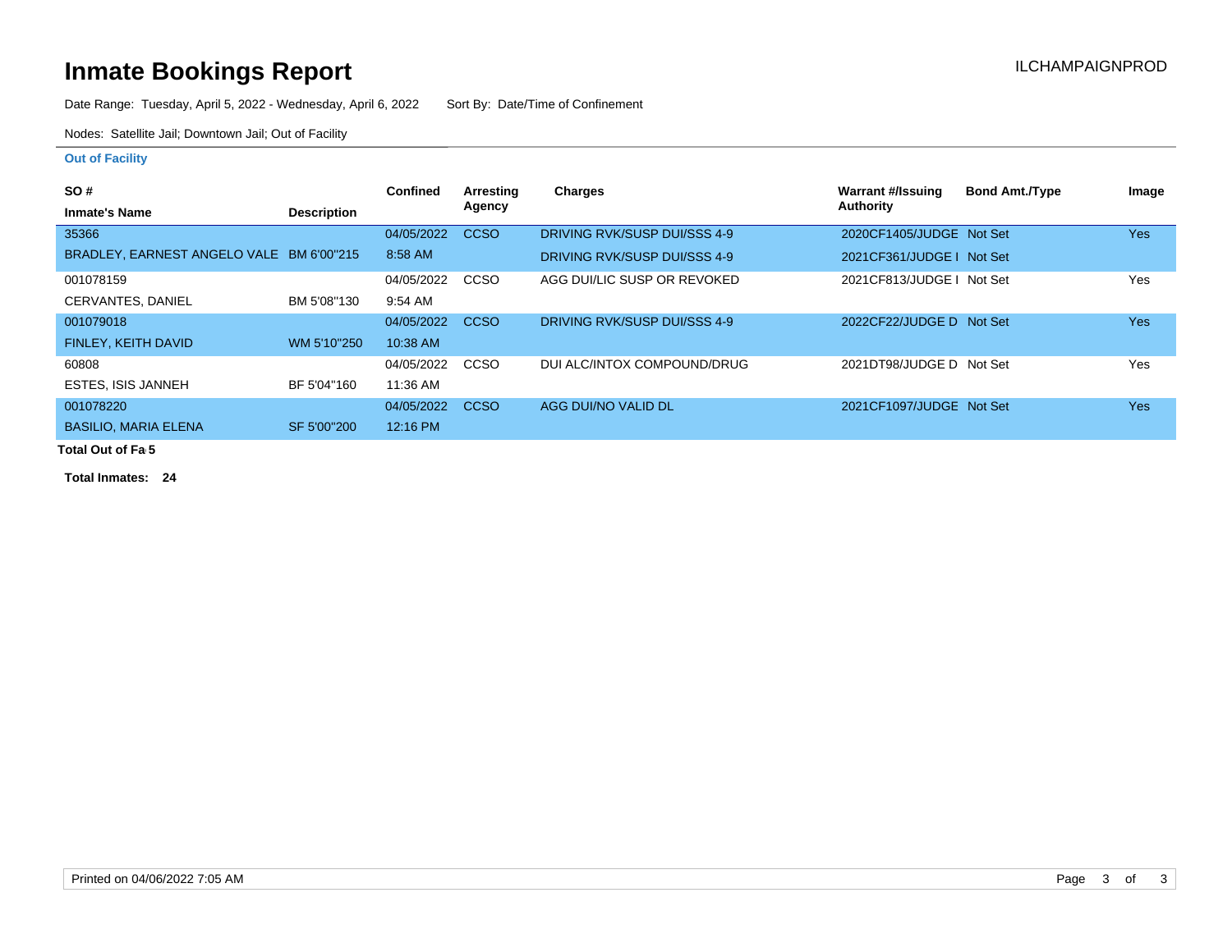# Inmate Bookings Report

ILCHAMPAIGNPROD

Date Range: Tuesday, April 5, 2022 - Wednesday, April 6, 2022 Sort By: Date/Time of Confinement

Nodes: Satellite Jail; Downtown Jail; Out of Facility

### Out of Facility

| SO # / Inmate's Name | Description | Confined | Arresting Agency | Charges | Warrant #/Issuing Authority | Bond Amt./Type | Image |
|---|---|---|---|---|---|---|---|
| 35366 | | 04/05/2022 | CCSO | DRIVING RVK/SUSP DUI/SSS 4-9 | 2020CF1405/JUDGE | Not Set | Yes |
| BRADLEY, EARNEST ANGELO VALE | BM 6'00''215 | 8:58 AM | | DRIVING RVK/SUSP DUI/SSS 4-9 | 2021CF361/JUDGE I | Not Set | |
| 001078159 | | 04/05/2022 | CCSO | AGG DUI/LIC SUSP OR REVOKED | 2021CF813/JUDGE I | Not Set | Yes |
| CERVANTES, DANIEL | BM 5'08''130 | 9:54 AM | | | | | |
| 001079018 | | 04/05/2022 | CCSO | DRIVING RVK/SUSP DUI/SSS 4-9 | 2022CF22/JUDGE D | Not Set | Yes |
| FINLEY, KEITH DAVID | WM 5'10''250 | 10:38 AM | | | | | |
| 60808 | | 04/05/2022 | CCSO | DUI ALC/INTOX COMPOUND/DRUG | 2021DT98/JUDGE D | Not Set | Yes |
| ESTES, ISIS JANNEH | BF 5'04''160 | 11:36 AM | | | | | |
| 001078220 | | 04/05/2022 | CCSO | AGG DUI/NO VALID DL | 2021CF1097/JUDGE | Not Set | Yes |
| BASILIO, MARIA ELENA | SF 5'00''200 | 12:16 PM | | | | | |

**Total Out of Fa 5**

**Total Inmates: 24**

Printed on 04/06/2022 7:05 AM